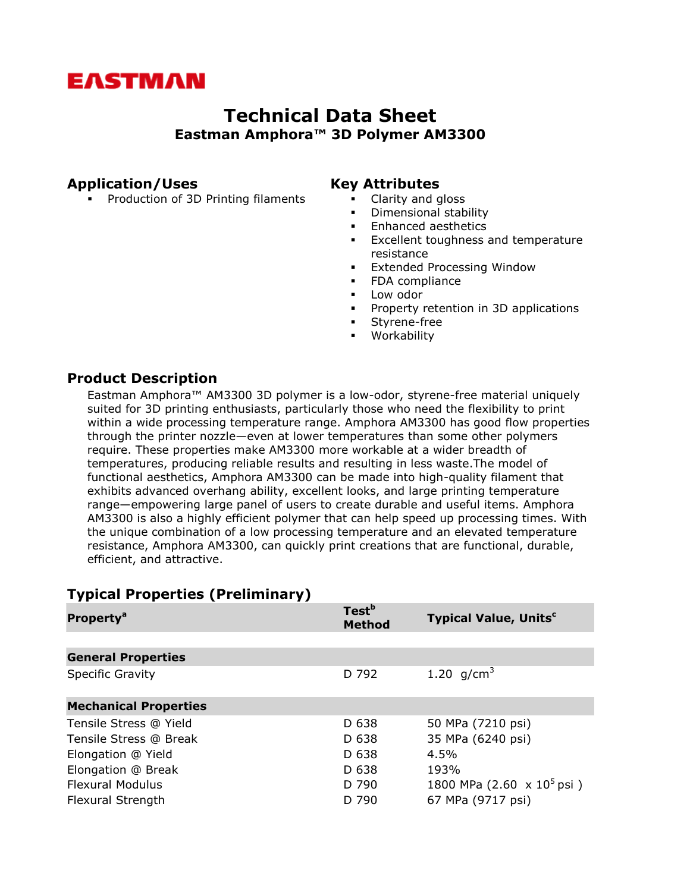EASTMAN

# Technical Data Sheet

## Eastman Amphora™ 3D Polymer AM3300

### Application/Uses

- Production of 3D Printing filaments

### Key Attributes

- Clarity and gloss
- Dimensional stability
- Enhanced aesthetics
- Excellent toughness and temperature resistance
- Extended Processing Window
- FDA compliance
- Low odor
- Property retention in 3D applications
- Styrene-free
- Workability

### Product Description

Eastman Amphora™ AM3300 3D polymer is a low-odor, styrene-free material uniquely suited for 3D printing enthusiasts, particularly those who need the flexibility to print within a wide processing temperature range. Amphora AM3300 has good flow properties through the printer nozzle—even at lower temperatures than some other polymers require. These properties make AM3300 more workable at a wider breadth of temperatures, producing reliable results and resulting in less waste.The model of functional aesthetics, Amphora AM3300 can be made into high-quality filament that exhibits advanced overhang ability, excellent looks, and large printing temperature range—empowering large panel of users to create durable and useful items. Amphora AM3300 is also a highly efficient polymer that can help speed up processing times. With the unique combination of a low processing temperature and an elevated temperature resistance, Amphora AM3300, can quickly print creations that are functional, durable, efficient, and attractive.

### Typical Properties (Preliminary)

| Property[a] | Test[b] Method | Typical Value, Units[c] |
|---|---|---|
| **General Properties** | | |
| Specific Gravity | D 792 | 1.20 g/cm$^3$ |
| **Mechanical Properties** | | |
| Tensile Stress @ Yield | D 638 | 50 MPa (7210 psi) |
| Tensile Stress @ Break | D 638 | 35 MPa (6240 psi) |
| Elongation @ Yield | D 638 | 4.5% |
| Elongation @ Break | D 638 | 193% |
| Flexural Modulus | D 790 | 1800 MPa (2.60 x 10$^5$ psi ) |
| Flexural Strength | D 790 | 67 MPa (9717 psi) |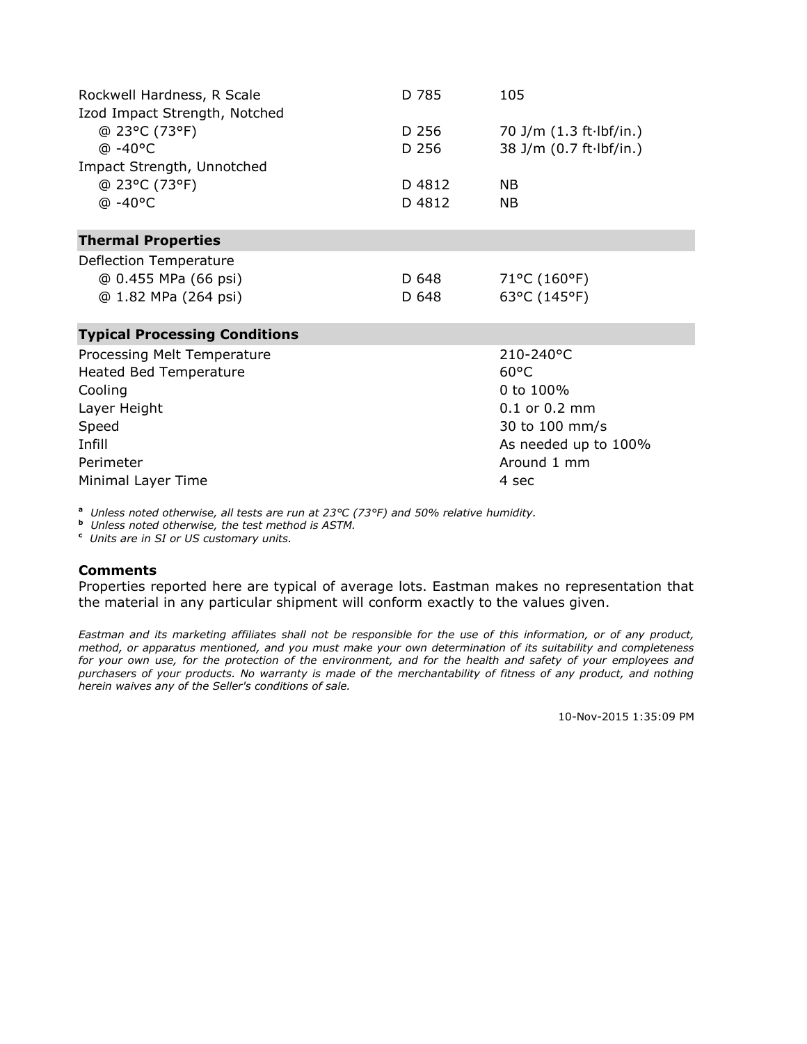| | | |
|---|---|---|
| Rockwell Hardness, R Scale | D 785 | 105 |
| Izod Impact Strength, Notched | | |
| @ 23°C (73°F) | D 256 | 70 J/m (1.3 ft·lbf/in.) |
| @ -40°C | D 256 | 38 J/m (0.7 ft·lbf/in.) |
| Impact Strength, Unnotched | | |
| @ 23°C (73°F) | D 4812 | NB |
| @ -40°C | D 4812 | NB |

| **Thermal Properties** | | |
|---|---|---|
| Deflection Temperature | | |
| @ 0.455 MPa (66 psi) | D 648 | 71°C (160°F) |
| @ 1.82 MPa (264 psi) | D 648 | 63°C (145°F) |

| **Typical Processing Conditions** | | |
|---|---|---|
| Processing Melt Temperature | | 210-240°C |
| Heated Bed Temperature | | 60°C |
| Cooling | | 0 to 100% |
| Layer Height | | 0.1 or 0.2 mm |
| Speed | | 30 to 100 mm/s |
| Infill | | As needed up to 100% |
| Perimeter | | Around 1 mm |
| Minimal Layer Time | | 4 sec |

[a] *Unless noted otherwise, all tests are run at 23°C (73°F) and 50% relative humidity.*
[b] *Unless noted otherwise, the test method is ASTM.*
[c] *Units are in SI or US customary units.*

**Comments**
Properties reported here are typical of average lots. Eastman makes no representation that the material in any particular shipment will conform exactly to the values given.

*Eastman and its marketing affiliates shall not be responsible for the use of this information, or of any product, method, or apparatus mentioned, and you must make your own determination of its suitability and completeness for your own use, for the protection of the environment, and for the health and safety of your employees and purchasers of your products. No warranty is made of the merchantability of fitness of any product, and nothing herein waives any of the Seller's conditions of sale.*

10-Nov-2015 1:35:09 PM